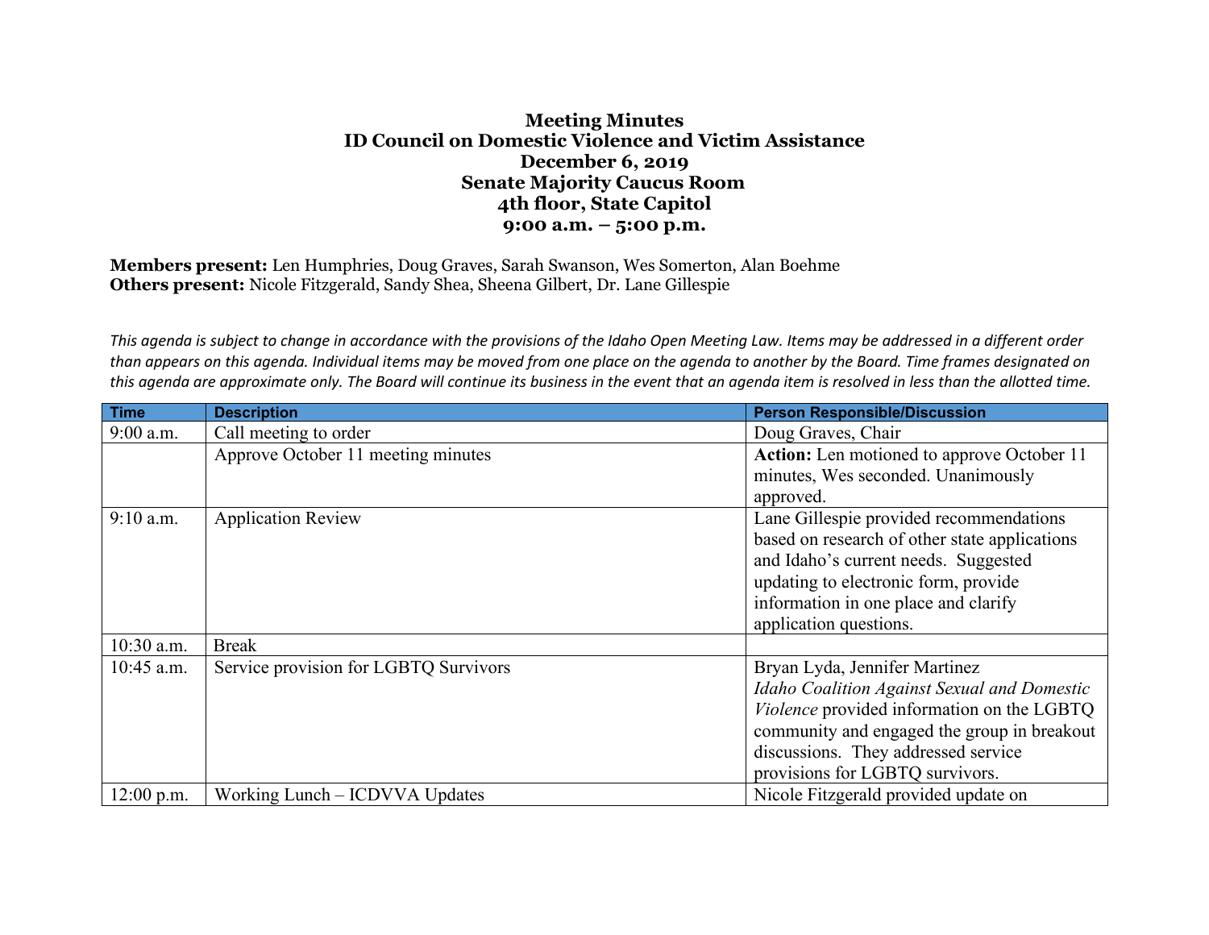**Meeting Minutes**
**ID Council on Domestic Violence and Victim Assistance**
**December 6, 2019**
**Senate Majority Caucus Room**
**4th floor, State Capitol**
**9:00 a.m. – 5:00 p.m.**

**Members present:** Len Humphries, Doug Graves, Sarah Swanson, Wes Somerton, Alan Boehme
**Others present:** Nicole Fitzgerald, Sandy Shea, Sheena Gilbert, Dr. Lane Gillespie

*This agenda is subject to change in accordance with the provisions of the Idaho Open Meeting Law. Items may be addressed in a different order than appears on this agenda. Individual items may be moved from one place on the agenda to another by the Board. Time frames designated on this agenda are approximate only. The Board will continue its business in the event that an agenda item is resolved in less than the allotted time.*

| Time | Description | Person Responsible/Discussion |
|---|---|---|
| 9:00 a.m. | Call meeting to order | Doug Graves, Chair |
| | Approve October 11 meeting minutes | **Action:** Len motioned to approve October 11 minutes, Wes seconded. Unanimously approved. |
| 9:10 a.m. | Application Review | Lane Gillespie provided recommendations based on research of other state applications and Idaho's current needs. Suggested updating to electronic form, provide information in one place and clarify application questions. |
| 10:30 a.m. | Break | |
| 10:45 a.m. | Service provision for LGBTQ Survivors | Bryan Lyda, Jennifer Martinez *Idaho Coalition Against Sexual and Domestic Violence* provided information on the LGBTQ community and engaged the group in breakout discussions. They addressed service provisions for LGBTQ survivors. |
| 12:00 p.m. | Working Lunch – ICDVVA Updates | Nicole Fitzgerald provided update on |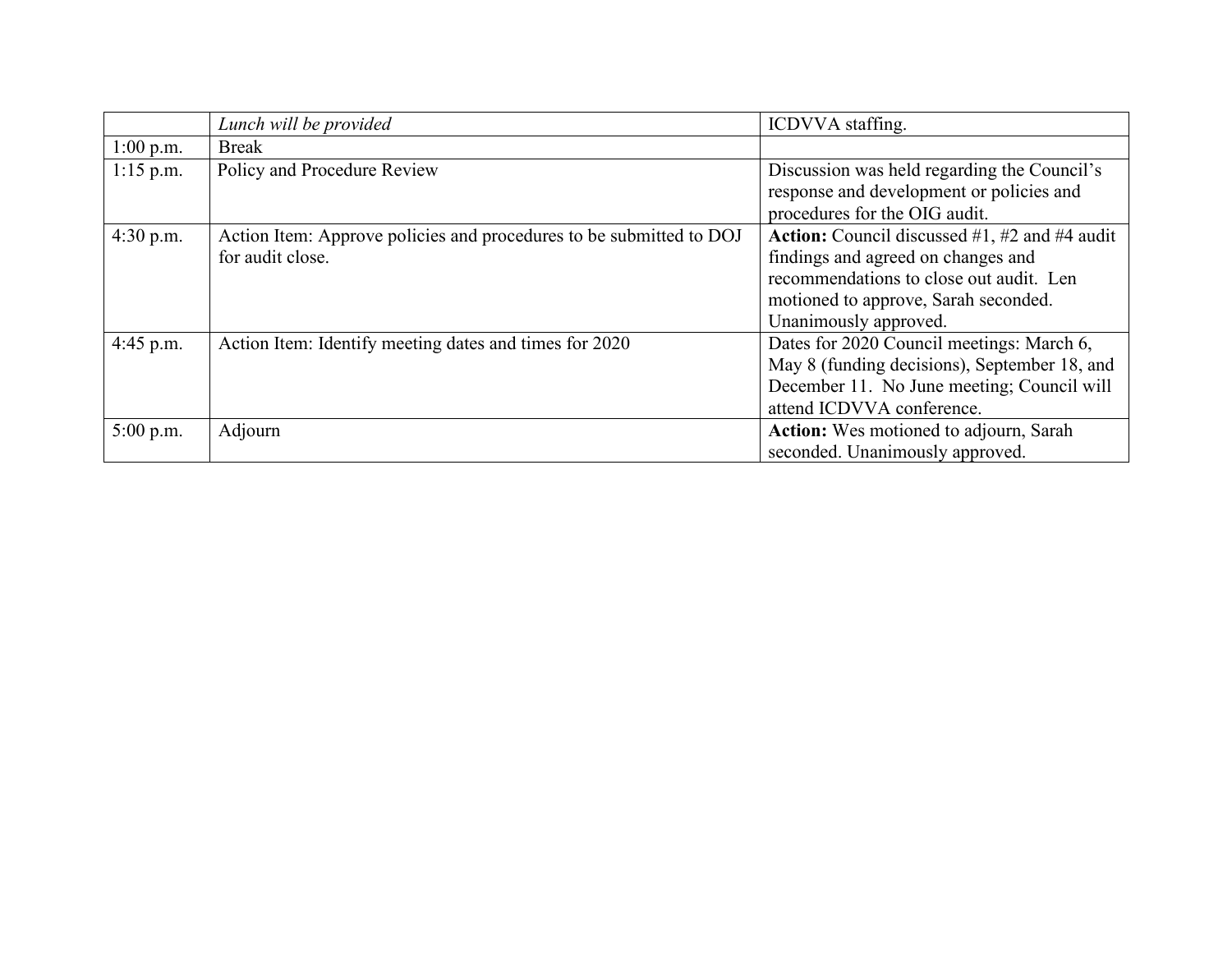| | | |
|---|---|---|
| | *Lunch will be provided* | ICDVVA staffing. |
| 1:00 p.m. | Break | |
| 1:15 p.m. | Policy and Procedure Review | Discussion was held regarding the Council's response and development or policies and procedures for the OIG audit. |
| 4:30 p.m. | Action Item: Approve policies and procedures to be submitted to DOJ for audit close. | **Action:** Council discussed #1, #2 and #4 audit findings and agreed on changes and recommendations to close out audit. Len motioned to approve, Sarah seconded. Unanimously approved. |
| 4:45 p.m. | Action Item: Identify meeting dates and times for 2020 | Dates for 2020 Council meetings: March 6, May 8 (funding decisions), September 18, and December 11. No June meeting; Council will attend ICDVVA conference. |
| 5:00 p.m. | Adjourn | **Action:** Wes motioned to adjourn, Sarah seconded. Unanimously approved. |